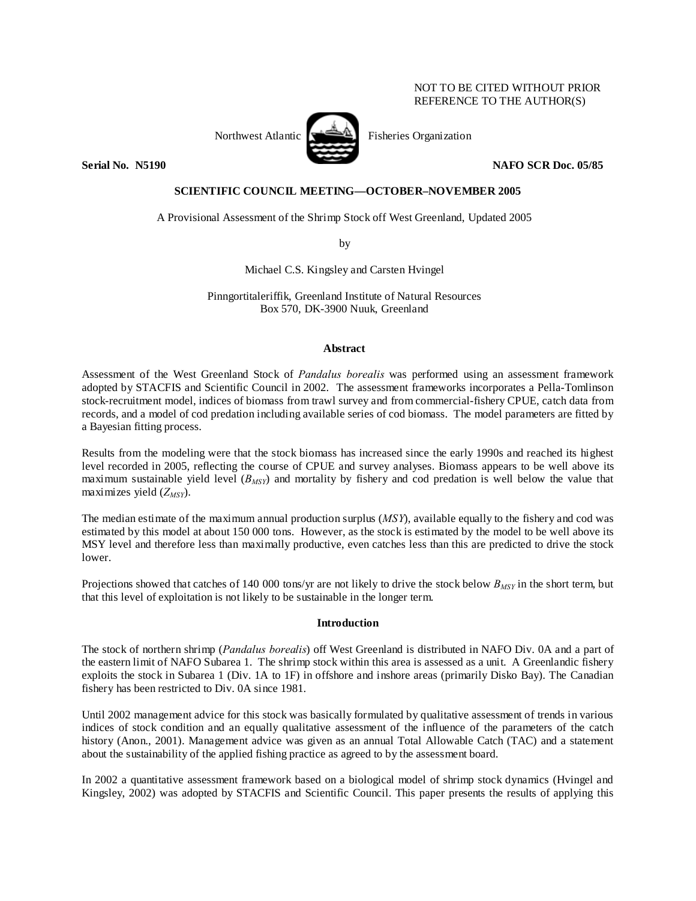NOT TO BE CITED WITHOUT PRIOR REFERENCE TO THE AUTHOR(S)

Northwest Atlantic Fisheries Organization

**Serial No. N5190** **NAFO SCR Doc. 05/85**

**SCIENTIFIC COUNCIL MEETING—OCTOBER–NOVEMBER 2005**

A Provisional Assessment of the Shrimp Stock off West Greenland, Updated 2005

by

Michael C.S. Kingsley and Carsten Hvingel

Pinngortitaleriffik, Greenland Institute of Natural Resources
Box 570, DK-3900 Nuuk, Greenland

## Abstract

Assessment of the West Greenland Stock of *Pandalus borealis* was performed using an assessment framework adopted by STACFIS and Scientific Council in 2002. The assessment frameworks incorporates a Pella-Tomlinson stock-recruitment model, indices of biomass from trawl survey and from commercial-fishery CPUE, catch data from records, and a model of cod predation including available series of cod biomass. The model parameters are fitted by a Bayesian fitting process.

Results from the modeling were that the stock biomass has increased since the early 1990s and reached its highest level recorded in 2005, reflecting the course of CPUE and survey analyses. Biomass appears to be well above its maximum sustainable yield level ($B_{MSY}$) and mortality by fishery and cod predation is well below the value that maximizes yield ($Z_{MSY}$).

The median estimate of the maximum annual production surplus (*MSY*), available equally to the fishery and cod was estimated by this model at about 150 000 tons. However, as the stock is estimated by the model to be well above its MSY level and therefore less than maximally productive, even catches less than this are predicted to drive the stock lower.

Projections showed that catches of 140 000 tons/yr are not likely to drive the stock below $B_{MSY}$ in the short term, but that this level of exploitation is not likely to be sustainable in the longer term.

## Introduction

The stock of northern shrimp (*Pandalus borealis*) off West Greenland is distributed in NAFO Div. 0A and a part of the eastern limit of NAFO Subarea 1. The shrimp stock within this area is assessed as a unit. A Greenlandic fishery exploits the stock in Subarea 1 (Div. 1A to 1F) in offshore and inshore areas (primarily Disko Bay). The Canadian fishery has been restricted to Div. 0A since 1981.

Until 2002 management advice for this stock was basically formulated by qualitative assessment of trends in various indices of stock condition and an equally qualitative assessment of the influence of the parameters of the catch history (Anon., 2001). Management advice was given as an annual Total Allowable Catch (TAC) and a statement about the sustainability of the applied fishing practice as agreed to by the assessment board.

In 2002 a quantitative assessment framework based on a biological model of shrimp stock dynamics (Hvingel and Kingsley, 2002) was adopted by STACFIS and Scientific Council. This paper presents the results of applying this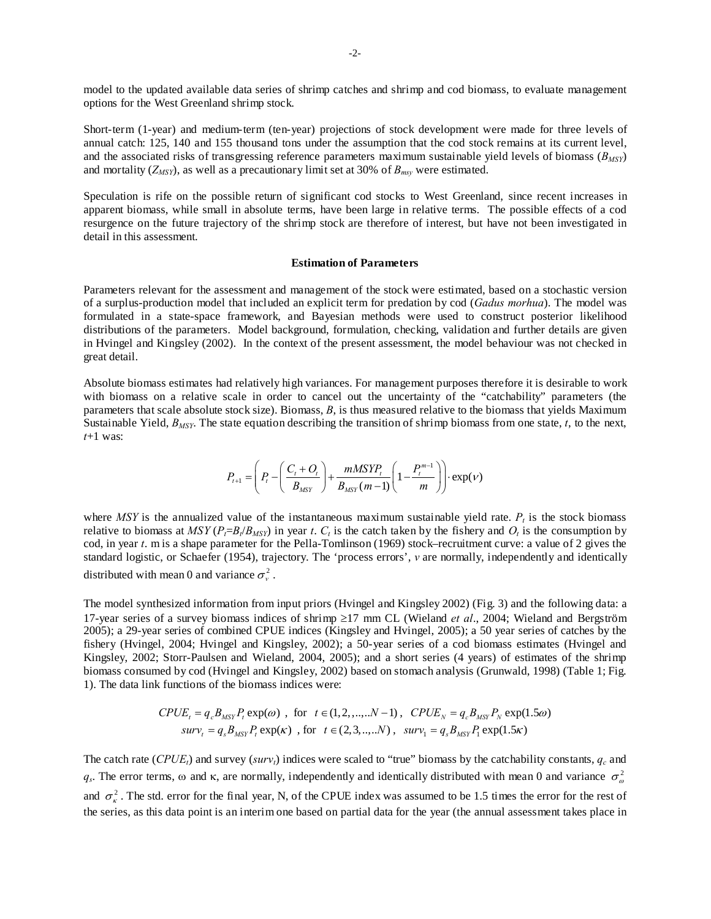model to the updated available data series of shrimp catches and shrimp and cod biomass, to evaluate management options for the West Greenland shrimp stock.

Short-term (1-year) and medium-term (ten-year) projections of stock development were made for three levels of annual catch: 125, 140 and 155 thousand tons under the assumption that the cod stock remains at its current level, and the associated risks of transgressing reference parameters maximum sustainable yield levels of biomass ($B_{MSY}$) and mortality ($Z_{MSY}$), as well as a precautionary limit set at 30% of $B_{msy}$ were estimated.

Speculation is rife on the possible return of significant cod stocks to West Greenland, since recent increases in apparent biomass, while small in absolute terms, have been large in relative terms. The possible effects of a cod resurgence on the future trajectory of the shrimp stock are therefore of interest, but have not been investigated in detail in this assessment.

### Estimation of Parameters

Parameters relevant for the assessment and management of the stock were estimated, based on a stochastic version of a surplus-production model that included an explicit term for predation by cod (*Gadus morhua*). The model was formulated in a state-space framework, and Bayesian methods were used to construct posterior likelihood distributions of the parameters. Model background, formulation, checking, validation and further details are given in Hvingel and Kingsley (2002). In the context of the present assessment, the model behaviour was not checked in great detail.

Absolute biomass estimates had relatively high variances. For management purposes therefore it is desirable to work with biomass on a relative scale in order to cancel out the uncertainty of the "catchability" parameters (the parameters that scale absolute stock size). Biomass, $B$, is thus measured relative to the biomass that yields Maximum Sustainable Yield, $B_{MSY}$. The state equation describing the transition of shrimp biomass from one state, $t$, to the next, $t$+1 was:

$$P_{t+1} = \left( P_t - \left( \frac{C_t + O_t}{B_{MSY}} \right) + \frac{mMSYP_t}{B_{MSY}(m-1)} \left( 1 - \frac{P_t^{m-1}}{m} \right) \right) \cdot \exp(\nu)$$

where $MSY$ is the annualized value of the instantaneous maximum sustainable yield rate. $P_t$ is the stock biomass relative to biomass at $MSY$ ($P_t=B_t/B_{MSY}$) in year $t$. $C_t$ is the catch taken by the fishery and $O_t$ is the consumption by cod, in year $t$. m is a shape parameter for the Pella-Tomlinson (1969) stock–recruitment curve: a value of 2 gives the standard logistic, or Schaefer (1954), trajectory. The 'process errors', $v$ are normally, independently and identically distributed with mean 0 and variance $\sigma_v^2$.

The model synthesized information from input priors (Hvingel and Kingsley 2002) (Fig. 3) and the following data: a 17-year series of a survey biomass indices of shrimp ≥17 mm CL (Wieland *et al*., 2004; Wieland and Bergström 2005); a 29-year series of combined CPUE indices (Kingsley and Hvingel, 2005); a 50 year series of catches by the fishery (Hvingel, 2004; Hvingel and Kingsley, 2002); a 50-year series of a cod biomass estimates (Hvingel and Kingsley, 2002; Storr-Paulsen and Wieland, 2004, 2005); and a short series (4 years) of estimates of the shrimp biomass consumed by cod (Hvingel and Kingsley, 2002) based on stomach analysis (Grunwald, 1998) (Table 1; Fig. 1). The data link functions of the biomass indices were:

$$CPUE_t = q_c B_{MSY} P_t \exp(\omega) \ , \ \text{for} \ \ t \in (1,2,,..,..N-1) \ , \ \ CPUE_N = q_c B_{MSY} P_N \exp(1.5\omega)$$
$$surv_t = q_s B_{MSY} P_t \exp(\kappa) \ \ , \text{for} \ \ t \in (2,3,..,..N) \ , \ \ surv_1 = q_s B_{MSY} P_1 \exp(1.5\kappa)$$

The catch rate ($CPUE_t$) and survey ($surv_t$) indices were scaled to "true" biomass by the catchability constants, $q_c$ and $q_s$. The error terms, ω and κ, are normally, independently and identically distributed with mean 0 and variance $\sigma_\omega^2$ and $\sigma_\kappa^2$. The std. error for the final year, N, of the CPUE index was assumed to be 1.5 times the error for the rest of the series, as this data point is an interim one based on partial data for the year (the annual assessment takes place in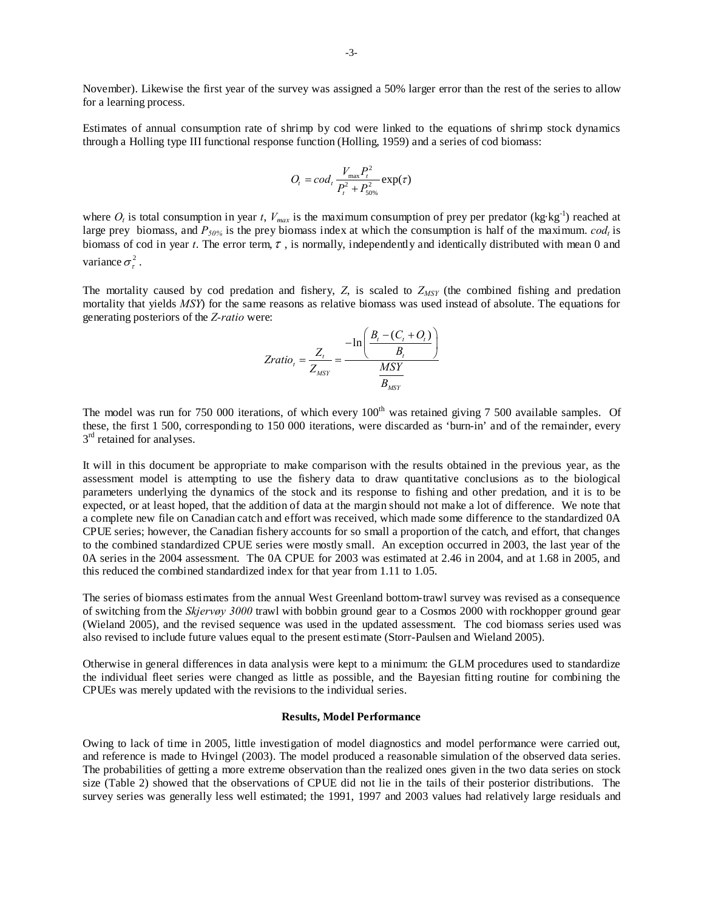November). Likewise the first year of the survey was assigned a 50% larger error than the rest of the series to allow for a learning process.

Estimates of annual consumption rate of shrimp by cod were linked to the equations of shrimp stock dynamics through a Holling type III functional response function (Holling, 1959) and a series of cod biomass:

$$O_t = cod_t \frac{V_{max} P_t^2}{P_t^2 + P_{50\%}^2} \exp(\tau)$$

where $O_t$ is total consumption in year $t$, $V_{max}$ is the maximum consumption of prey per predator (kg·kg$^{-1}$) reached at large prey biomass, and $P_{50\%}$ is the prey biomass index at which the consumption is half of the maximum. $cod_t$ is biomass of cod in year $t$. The error term, $\tau$ , is normally, independently and identically distributed with mean 0 and variance $\sigma_\tau^2$ .

The mortality caused by cod predation and fishery, $Z$, is scaled to $Z_{MSY}$ (the combined fishing and predation mortality that yields *MSY*) for the same reasons as relative biomass was used instead of absolute. The equations for generating posteriors of the *Z-ratio* were:

$$Zratio_t = \frac{Z_t}{Z_{MSY}} = \frac{-\ln\left(\dfrac{B_t - (C_t + O_t)}{B_t}\right)}{\dfrac{MSY}{B_{MSY}}}$$

The model was run for 750 000 iterations, of which every 100$^{th}$ was retained giving 7 500 available samples. Of these, the first 1 500, corresponding to 150 000 iterations, were discarded as 'burn-in' and of the remainder, every 3$^{rd}$ retained for analyses.

It will in this document be appropriate to make comparison with the results obtained in the previous year, as the assessment model is attempting to use the fishery data to draw quantitative conclusions as to the biological parameters underlying the dynamics of the stock and its response to fishing and other predation, and it is to be expected, or at least hoped, that the addition of data at the margin should not make a lot of difference. We note that a complete new file on Canadian catch and effort was received, which made some difference to the standardized 0A CPUE series; however, the Canadian fishery accounts for so small a proportion of the catch, and effort, that changes to the combined standardized CPUE series were mostly small. An exception occurred in 2003, the last year of the 0A series in the 2004 assessment. The 0A CPUE for 2003 was estimated at 2.46 in 2004, and at 1.68 in 2005, and this reduced the combined standardized index for that year from 1.11 to 1.05.

The series of biomass estimates from the annual West Greenland bottom-trawl survey was revised as a consequence of switching from the *Skjervøy 3000* trawl with bobbin ground gear to a Cosmos 2000 with rockhopper ground gear (Wieland 2005), and the revised sequence was used in the updated assessment. The cod biomass series used was also revised to include future values equal to the present estimate (Storr-Paulsen and Wieland 2005).

Otherwise in general differences in data analysis were kept to a minimum: the GLM procedures used to standardize the individual fleet series were changed as little as possible, and the Bayesian fitting routine for combining the CPUEs was merely updated with the revisions to the individual series.

**Results, Model Performance**

Owing to lack of time in 2005, little investigation of model diagnostics and model performance were carried out, and reference is made to Hvingel (2003). The model produced a reasonable simulation of the observed data series. The probabilities of getting a more extreme observation than the realized ones given in the two data series on stock size (Table 2) showed that the observations of CPUE did not lie in the tails of their posterior distributions. The survey series was generally less well estimated; the 1991, 1997 and 2003 values had relatively large residuals and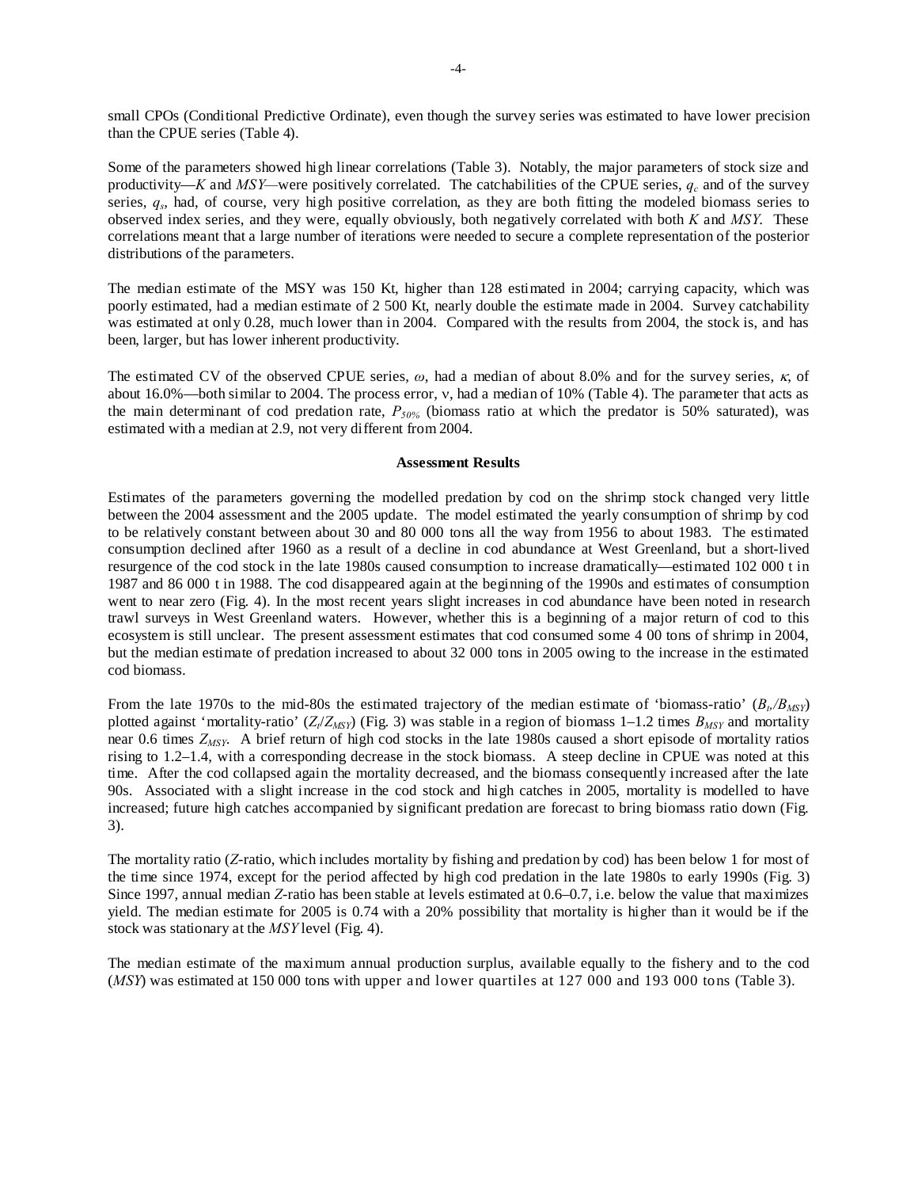small CPOs (Conditional Predictive Ordinate), even though the survey series was estimated to have lower precision than the CPUE series (Table 4).

Some of the parameters showed high linear correlations (Table 3). Notably, the major parameters of stock size and productivity—$K$ and $MSY$—were positively correlated. The catchabilities of the CPUE series, $q_c$ and of the survey series, $q_s$, had, of course, very high positive correlation, as they are both fitting the modeled biomass series to observed index series, and they were, equally obviously, both negatively correlated with both $K$ and $MSY$. These correlations meant that a large number of iterations were needed to secure a complete representation of the posterior distributions of the parameters.

The median estimate of the MSY was 150 Kt, higher than 128 estimated in 2004; carrying capacity, which was poorly estimated, had a median estimate of 2 500 Kt, nearly double the estimate made in 2004. Survey catchability was estimated at only 0.28, much lower than in 2004. Compared with the results from 2004, the stock is, and has been, larger, but has lower inherent productivity.

The estimated CV of the observed CPUE series, $\omega$, had a median of about 8.0% and for the survey series, $\kappa$, of about 16.0%—both similar to 2004. The process error, ν, had a median of 10% (Table 4). The parameter that acts as the main determinant of cod predation rate, $P_{50\%}$ (biomass ratio at which the predator is 50% saturated), was estimated with a median at 2.9, not very different from 2004.

**Assessment Results**

Estimates of the parameters governing the modelled predation by cod on the shrimp stock changed very little between the 2004 assessment and the 2005 update. The model estimated the yearly consumption of shrimp by cod to be relatively constant between about 30 and 80 000 tons all the way from 1956 to about 1983. The estimated consumption declined after 1960 as a result of a decline in cod abundance at West Greenland, but a short-lived resurgence of the cod stock in the late 1980s caused consumption to increase dramatically—estimated 102 000 t in 1987 and 86 000 t in 1988. The cod disappeared again at the beginning of the 1990s and estimates of consumption went to near zero (Fig. 4). In the most recent years slight increases in cod abundance have been noted in research trawl surveys in West Greenland waters. However, whether this is a beginning of a major return of cod to this ecosystem is still unclear. The present assessment estimates that cod consumed some 4 00 tons of shrimp in 2004, but the median estimate of predation increased to about 32 000 tons in 2005 owing to the increase in the estimated cod biomass.

From the late 1970s to the mid-80s the estimated trajectory of the median estimate of 'biomass-ratio' ($B_t/B_{MSY}$) plotted against 'mortality-ratio' ($Z_t/Z_{MSY}$) (Fig. 3) was stable in a region of biomass 1–1.2 times $B_{MSY}$ and mortality near 0.6 times $Z_{MSY}$. A brief return of high cod stocks in the late 1980s caused a short episode of mortality ratios rising to 1.2–1.4, with a corresponding decrease in the stock biomass. A steep decline in CPUE was noted at this time. After the cod collapsed again the mortality decreased, and the biomass consequently increased after the late 90s. Associated with a slight increase in the cod stock and high catches in 2005, mortality is modelled to have increased; future high catches accompanied by significant predation are forecast to bring biomass ratio down (Fig. 3).

The mortality ratio ($Z$-ratio, which includes mortality by fishing and predation by cod) has been below 1 for most of the time since 1974, except for the period affected by high cod predation in the late 1980s to early 1990s (Fig. 3) Since 1997, annual median $Z$-ratio has been stable at levels estimated at 0.6–0.7, i.e. below the value that maximizes yield. The median estimate for 2005 is 0.74 with a 20% possibility that mortality is higher than it would be if the stock was stationary at the $MSY$ level (Fig. 4).

The median estimate of the maximum annual production surplus, available equally to the fishery and to the cod ($MSY$) was estimated at 150 000 tons with upper and lower quartiles at 127 000 and 193 000 tons (Table 3).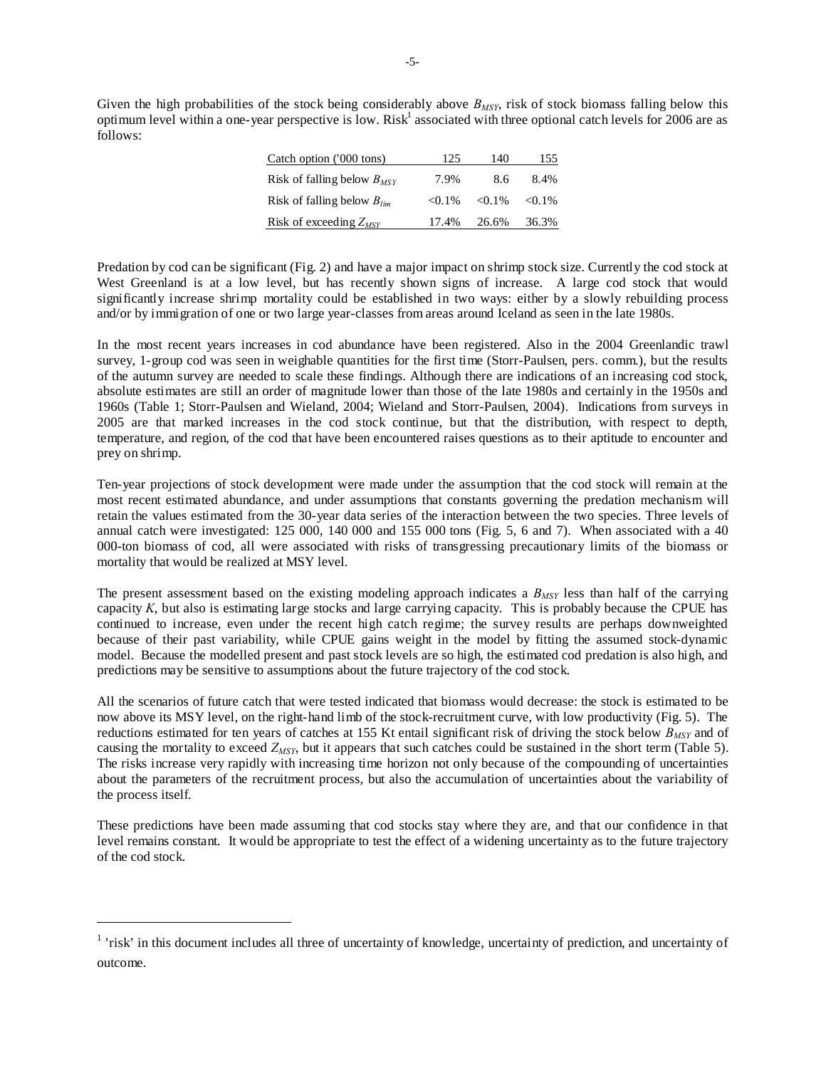Given the high probabilities of the stock being considerably above $B_{MSY}$, risk of stock biomass falling below this optimum level within a one-year perspective is low. Risk[1] associated with three optional catch levels for 2006 are as follows:

| Catch option ('000 tons) | 125 | 140 | 155 |
|---|---|---|---|
| Risk of falling below $B_{MSY}$ | 7.9% | 8.6 | 8.4% |
| Risk of falling below $B_{lim}$ | <0.1% | <0.1% | <0.1% |
| Risk of exceeding $Z_{MSY}$ | 17.4% | 26.6% | 36.3% |

Predation by cod can be significant (Fig. 2) and have a major impact on shrimp stock size. Currently the cod stock at West Greenland is at a low level, but has recently shown signs of increase. A large cod stock that would significantly increase shrimp mortality could be established in two ways: either by a slowly rebuilding process and/or by immigration of one or two large year-classes from areas around Iceland as seen in the late 1980s.

In the most recent years increases in cod abundance have been registered. Also in the 2004 Greenlandic trawl survey, 1-group cod was seen in weighable quantities for the first time (Storr-Paulsen, pers. comm.), but the results of the autumn survey are needed to scale these findings. Although there are indications of an increasing cod stock, absolute estimates are still an order of magnitude lower than those of the late 1980s and certainly in the 1950s and 1960s (Table 1; Storr-Paulsen and Wieland, 2004; Wieland and Storr-Paulsen, 2004). Indications from surveys in 2005 are that marked increases in the cod stock continue, but that the distribution, with respect to depth, temperature, and region, of the cod that have been encountered raises questions as to their aptitude to encounter and prey on shrimp.

Ten-year projections of stock development were made under the assumption that the cod stock will remain at the most recent estimated abundance, and under assumptions that constants governing the predation mechanism will retain the values estimated from the 30-year data series of the interaction between the two species. Three levels of annual catch were investigated: 125 000, 140 000 and 155 000 tons (Fig. 5, 6 and 7). When associated with a 40 000-ton biomass of cod, all were associated with risks of transgressing precautionary limits of the biomass or mortality that would be realized at MSY level.

The present assessment based on the existing modeling approach indicates a $B_{MSY}$ less than half of the carrying capacity *K*, but also is estimating large stocks and large carrying capacity. This is probably because the CPUE has continued to increase, even under the recent high catch regime; the survey results are perhaps downweighted because of their past variability, while CPUE gains weight in the model by fitting the assumed stock-dynamic model. Because the modelled present and past stock levels are so high, the estimated cod predation is also high, and predictions may be sensitive to assumptions about the future trajectory of the cod stock.

All the scenarios of future catch that were tested indicated that biomass would decrease: the stock is estimated to be now above its MSY level, on the right-hand limb of the stock-recruitment curve, with low productivity (Fig. 5). The reductions estimated for ten years of catches at 155 Kt entail significant risk of driving the stock below $B_{MSY}$ and of causing the mortality to exceed $Z_{MSY}$, but it appears that such catches could be sustained in the short term (Table 5). The risks increase very rapidly with increasing time horizon not only because of the compounding of uncertainties about the parameters of the recruitment process, but also the accumulation of uncertainties about the variability of the process itself.

These predictions have been made assuming that cod stocks stay where they are, and that our confidence in that level remains constant. It would be appropriate to test the effect of a widening uncertainty as to the future trajectory of the cod stock.

[1] 'risk' in this document includes all three of uncertainty of knowledge, uncertainty of prediction, and uncertainty of outcome.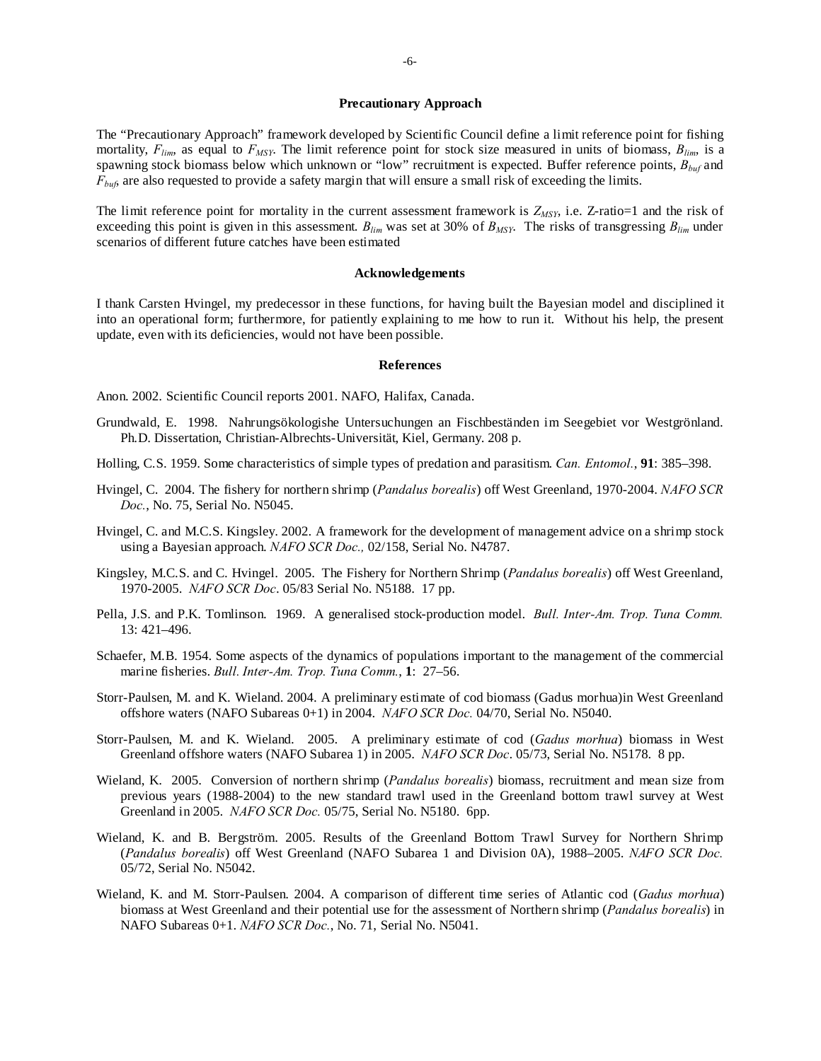## Precautionary Approach

The "Precautionary Approach" framework developed by Scientific Council define a limit reference point for fishing mortality, $F_{lim}$, as equal to $F_{MSY}$. The limit reference point for stock size measured in units of biomass, $B_{lim}$, is a spawning stock biomass below which unknown or "low" recruitment is expected. Buffer reference points, $B_{buf}$ and $F_{buf}$, are also requested to provide a safety margin that will ensure a small risk of exceeding the limits.

The limit reference point for mortality in the current assessment framework is $Z_{MSY}$, i.e. Z-ratio=1 and the risk of exceeding this point is given in this assessment. $B_{lim}$ was set at 30% of $B_{MSY}$. The risks of transgressing $B_{lim}$ under scenarios of different future catches have been estimated

## Acknowledgements

I thank Carsten Hvingel, my predecessor in these functions, for having built the Bayesian model and disciplined it into an operational form; furthermore, for patiently explaining to me how to run it. Without his help, the present update, even with its deficiencies, would not have been possible.

## References

Anon. 2002. Scientific Council reports 2001. NAFO, Halifax, Canada.

Grundwald, E. 1998. Nahrungsökologishe Untersuchungen an Fischbeständen im Seegebiet vor Westgrönland. Ph.D. Dissertation, Christian-Albrechts-Universität, Kiel, Germany. 208 p.

Holling, C.S. 1959. Some characteristics of simple types of predation and parasitism. *Can. Entomol.*, **91**: 385–398.

Hvingel, C. 2004. The fishery for northern shrimp (*Pandalus borealis*) off West Greenland, 1970-2004. *NAFO SCR Doc.*, No. 75, Serial No. N5045.

Hvingel, C. and M.C.S. Kingsley. 2002. A framework for the development of management advice on a shrimp stock using a Bayesian approach. *NAFO SCR Doc.,* 02/158, Serial No. N4787.

Kingsley, M.C.S. and C. Hvingel. 2005. The Fishery for Northern Shrimp (*Pandalus borealis*) off West Greenland, 1970-2005. *NAFO SCR Doc*. 05/83 Serial No. N5188. 17 pp.

Pella, J.S. and P.K. Tomlinson. 1969. A generalised stock-production model. *Bull. Inter-Am. Trop. Tuna Comm.* 13: 421–496.

Schaefer, M.B. 1954. Some aspects of the dynamics of populations important to the management of the commercial marine fisheries. *Bull. Inter-Am. Trop. Tuna Comm.*, **1**: 27–56.

Storr-Paulsen, M. and K. Wieland. 2004. A preliminary estimate of cod biomass (Gadus morhua)in West Greenland offshore waters (NAFO Subareas 0+1) in 2004. *NAFO SCR Doc.* 04/70, Serial No. N5040.

Storr-Paulsen, M. and K. Wieland. 2005. A preliminary estimate of cod (*Gadus morhua*) biomass in West Greenland offshore waters (NAFO Subarea 1) in 2005. *NAFO SCR Doc*. 05/73, Serial No. N5178. 8 pp.

Wieland, K. 2005. Conversion of northern shrimp (*Pandalus borealis*) biomass, recruitment and mean size from previous years (1988-2004) to the new standard trawl used in the Greenland bottom trawl survey at West Greenland in 2005. *NAFO SCR Doc.* 05/75, Serial No. N5180. 6pp.

Wieland, K. and B. Bergström. 2005. Results of the Greenland Bottom Trawl Survey for Northern Shrimp (*Pandalus borealis*) off West Greenland (NAFO Subarea 1 and Division 0A), 1988–2005. *NAFO SCR Doc.* 05/72, Serial No. N5042.

Wieland, K. and M. Storr-Paulsen. 2004. A comparison of different time series of Atlantic cod (*Gadus morhua*) biomass at West Greenland and their potential use for the assessment of Northern shrimp (*Pandalus borealis*) in NAFO Subareas 0+1. *NAFO SCR Doc.*, No. 71, Serial No. N5041.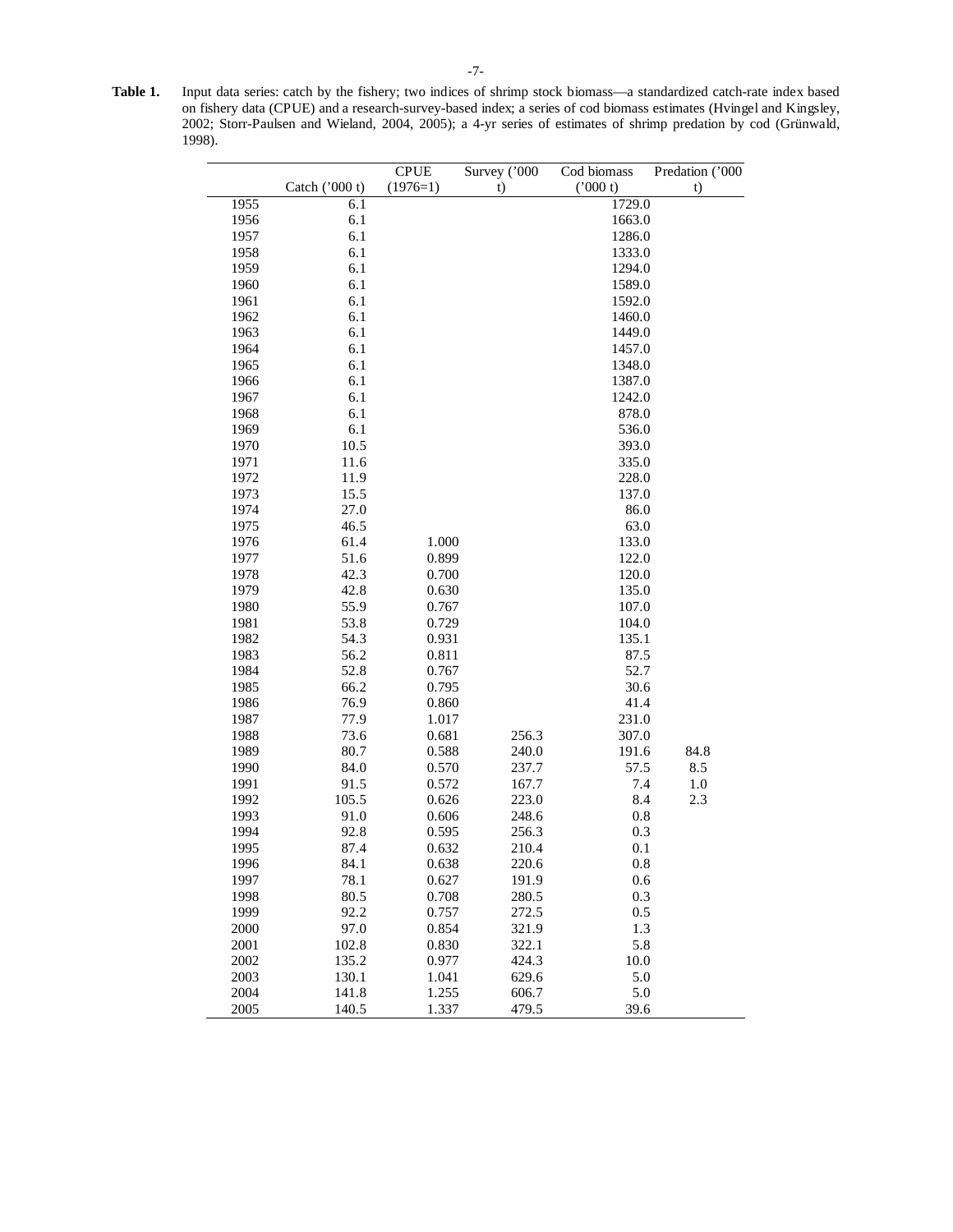**Table 1.** Input data series: catch by the fishery; two indices of shrimp stock biomass—a standardized catch-rate index based on fishery data (CPUE) and a research-survey-based index; a series of cod biomass estimates (Hvingel and Kingsley, 2002; Storr-Paulsen and Wieland, 2004, 2005); a 4-yr series of estimates of shrimp predation by cod (Grünwald, 1998).

| | Catch ('000 t) | CPUE (1976=1) | Survey ('000 t) | Cod biomass ('000 t) | Predation ('000 t) |
|---|---|---|---|---|---|
| 1955 | 6.1 | | | 1729.0 | |
| 1956 | 6.1 | | | 1663.0 | |
| 1957 | 6.1 | | | 1286.0 | |
| 1958 | 6.1 | | | 1333.0 | |
| 1959 | 6.1 | | | 1294.0 | |
| 1960 | 6.1 | | | 1589.0 | |
| 1961 | 6.1 | | | 1592.0 | |
| 1962 | 6.1 | | | 1460.0 | |
| 1963 | 6.1 | | | 1449.0 | |
| 1964 | 6.1 | | | 1457.0 | |
| 1965 | 6.1 | | | 1348.0 | |
| 1966 | 6.1 | | | 1387.0 | |
| 1967 | 6.1 | | | 1242.0 | |
| 1968 | 6.1 | | | 878.0 | |
| 1969 | 6.1 | | | 536.0 | |
| 1970 | 10.5 | | | 393.0 | |
| 1971 | 11.6 | | | 335.0 | |
| 1972 | 11.9 | | | 228.0 | |
| 1973 | 15.5 | | | 137.0 | |
| 1974 | 27.0 | | | 86.0 | |
| 1975 | 46.5 | | | 63.0 | |
| 1976 | 61.4 | 1.000 | | 133.0 | |
| 1977 | 51.6 | 0.899 | | 122.0 | |
| 1978 | 42.3 | 0.700 | | 120.0 | |
| 1979 | 42.8 | 0.630 | | 135.0 | |
| 1980 | 55.9 | 0.767 | | 107.0 | |
| 1981 | 53.8 | 0.729 | | 104.0 | |
| 1982 | 54.3 | 0.931 | | 135.1 | |
| 1983 | 56.2 | 0.811 | | 87.5 | |
| 1984 | 52.8 | 0.767 | | 52.7 | |
| 1985 | 66.2 | 0.795 | | 30.6 | |
| 1986 | 76.9 | 0.860 | | 41.4 | |
| 1987 | 77.9 | 1.017 | | 231.0 | |
| 1988 | 73.6 | 0.681 | 256.3 | 307.0 | |
| 1989 | 80.7 | 0.588 | 240.0 | 191.6 | 84.8 |
| 1990 | 84.0 | 0.570 | 237.7 | 57.5 | 8.5 |
| 1991 | 91.5 | 0.572 | 167.7 | 7.4 | 1.0 |
| 1992 | 105.5 | 0.626 | 223.0 | 8.4 | 2.3 |
| 1993 | 91.0 | 0.606 | 248.6 | 0.8 | |
| 1994 | 92.8 | 0.595 | 256.3 | 0.3 | |
| 1995 | 87.4 | 0.632 | 210.4 | 0.1 | |
| 1996 | 84.1 | 0.638 | 220.6 | 0.8 | |
| 1997 | 78.1 | 0.627 | 191.9 | 0.6 | |
| 1998 | 80.5 | 0.708 | 280.5 | 0.3 | |
| 1999 | 92.2 | 0.757 | 272.5 | 0.5 | |
| 2000 | 97.0 | 0.854 | 321.9 | 1.3 | |
| 2001 | 102.8 | 0.830 | 322.1 | 5.8 | |
| 2002 | 135.2 | 0.977 | 424.3 | 10.0 | |
| 2003 | 130.1 | 1.041 | 629.6 | 5.0 | |
| 2004 | 141.8 | 1.255 | 606.7 | 5.0 | |
| 2005 | 140.5 | 1.337 | 479.5 | 39.6 | |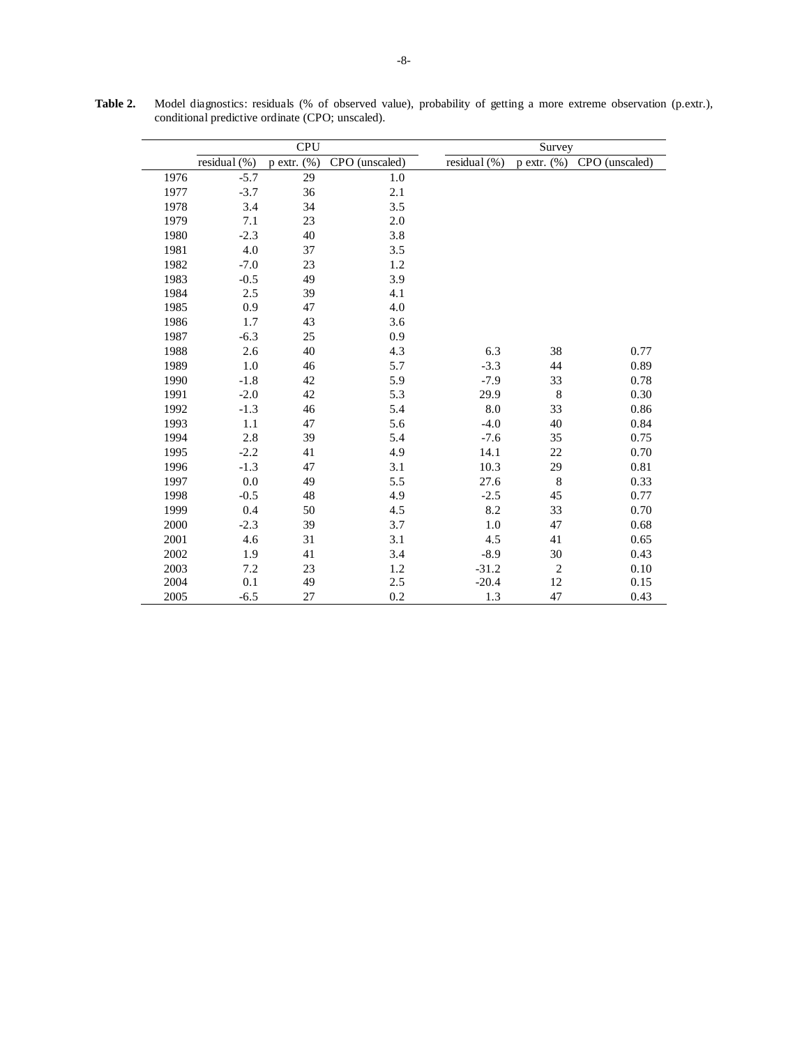**Table 2.** Model diagnostics: residuals (% of observed value), probability of getting a more extreme observation (p.extr.), conditional predictive ordinate (CPO; unscaled).

| | CPU | | | Survey | | |
|---|---|---|---|---|---|---|
| | residual (%) | p extr. (%) | CPO (unscaled) | residual (%) | p extr. (%) | CPO (unscaled) |
| 1976 | -5.7 | 29 | 1.0 | | | |
| 1977 | -3.7 | 36 | 2.1 | | | |
| 1978 | 3.4 | 34 | 3.5 | | | |
| 1979 | 7.1 | 23 | 2.0 | | | |
| 1980 | -2.3 | 40 | 3.8 | | | |
| 1981 | 4.0 | 37 | 3.5 | | | |
| 1982 | -7.0 | 23 | 1.2 | | | |
| 1983 | -0.5 | 49 | 3.9 | | | |
| 1984 | 2.5 | 39 | 4.1 | | | |
| 1985 | 0.9 | 47 | 4.0 | | | |
| 1986 | 1.7 | 43 | 3.6 | | | |
| 1987 | -6.3 | 25 | 0.9 | | | |
| 1988 | 2.6 | 40 | 4.3 | 6.3 | 38 | 0.77 |
| 1989 | 1.0 | 46 | 5.7 | -3.3 | 44 | 0.89 |
| 1990 | -1.8 | 42 | 5.9 | -7.9 | 33 | 0.78 |
| 1991 | -2.0 | 42 | 5.3 | 29.9 | 8 | 0.30 |
| 1992 | -1.3 | 46 | 5.4 | 8.0 | 33 | 0.86 |
| 1993 | 1.1 | 47 | 5.6 | -4.0 | 40 | 0.84 |
| 1994 | 2.8 | 39 | 5.4 | -7.6 | 35 | 0.75 |
| 1995 | -2.2 | 41 | 4.9 | 14.1 | 22 | 0.70 |
| 1996 | -1.3 | 47 | 3.1 | 10.3 | 29 | 0.81 |
| 1997 | 0.0 | 49 | 5.5 | 27.6 | 8 | 0.33 |
| 1998 | -0.5 | 48 | 4.9 | -2.5 | 45 | 0.77 |
| 1999 | 0.4 | 50 | 4.5 | 8.2 | 33 | 0.70 |
| 2000 | -2.3 | 39 | 3.7 | 1.0 | 47 | 0.68 |
| 2001 | 4.6 | 31 | 3.1 | 4.5 | 41 | 0.65 |
| 2002 | 1.9 | 41 | 3.4 | -8.9 | 30 | 0.43 |
| 2003 | 7.2 | 23 | 1.2 | -31.2 | 2 | 0.10 |
| 2004 | 0.1 | 49 | 2.5 | -20.4 | 12 | 0.15 |
| 2005 | -6.5 | 27 | 0.2 | 1.3 | 47 | 0.43 |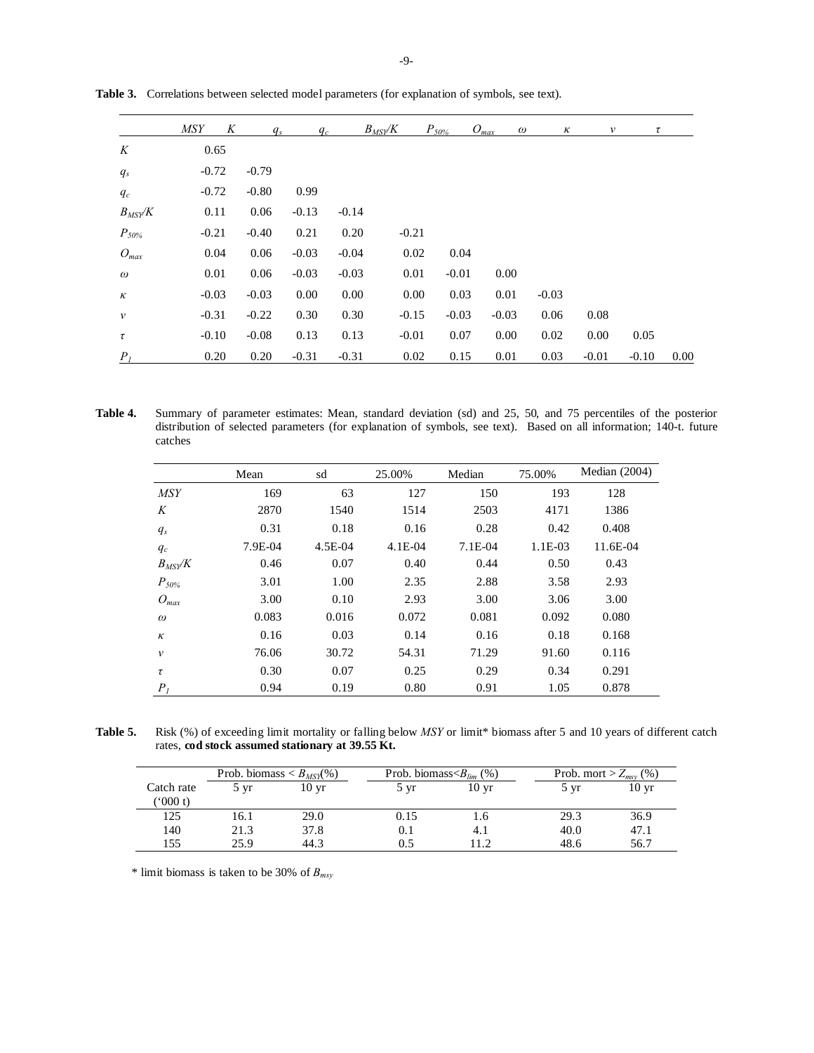**Table 3.** Correlations between selected model parameters (for explanation of symbols, see text).

| | $MSY$ | $K$ | $q_s$ | $q_c$ | $B_{MSY}/K$ | $P_{50\%}$ | $O_{max}$ | $\omega$ | $\kappa$ | $\nu$ | $\tau$ |
|---|---|---|---|---|---|---|---|---|---|---|---|
| $K$ | 0.65 | | | | | | | | | | |
| $q_s$ | -0.72 | -0.79 | | | | | | | | | |
| $q_c$ | -0.72 | -0.80 | 0.99 | | | | | | | | |
| $B_{MSY}/K$ | 0.11 | 0.06 | -0.13 | -0.14 | | | | | | | |
| $P_{50\%}$ | -0.21 | -0.40 | 0.21 | 0.20 | -0.21 | | | | | | |
| $O_{max}$ | 0.04 | 0.06 | -0.03 | -0.04 | 0.02 | 0.04 | | | | | |
| $\omega$ | 0.01 | 0.06 | -0.03 | -0.03 | 0.01 | -0.01 | 0.00 | | | | |
| $\kappa$ | -0.03 | -0.03 | 0.00 | 0.00 | 0.00 | 0.03 | 0.01 | -0.03 | | | |
| $\nu$ | -0.31 | -0.22 | 0.30 | 0.30 | -0.15 | -0.03 | -0.03 | 0.06 | 0.08 | | |
| $\tau$ | -0.10 | -0.08 | 0.13 | 0.13 | -0.01 | 0.07 | 0.00 | 0.02 | 0.00 | 0.05 | |
| $P_1$ | 0.20 | 0.20 | -0.31 | -0.31 | 0.02 | 0.15 | 0.01 | 0.03 | -0.01 | -0.10 | 0.00 |

**Table 4.** Summary of parameter estimates: Mean, standard deviation (sd) and 25, 50, and 75 percentiles of the posterior distribution of selected parameters (for explanation of symbols, see text). Based on all information; 140-t. future catches

| | Mean | sd | 25.00% | Median | 75.00% | Median (2004) |
|---|---|---|---|---|---|---|
| $MSY$ | 169 | 63 | 127 | 150 | 193 | 128 |
| $K$ | 2870 | 1540 | 1514 | 2503 | 4171 | 1386 |
| $q_s$ | 0.31 | 0.18 | 0.16 | 0.28 | 0.42 | 0.408 |
| $q_c$ | 7.9E-04 | 4.5E-04 | 4.1E-04 | 7.1E-04 | 1.1E-03 | 11.6E-04 |
| $B_{MSY}/K$ | 0.46 | 0.07 | 0.40 | 0.44 | 0.50 | 0.43 |
| $P_{50\%}$ | 3.01 | 1.00 | 2.35 | 2.88 | 3.58 | 2.93 |
| $O_{max}$ | 3.00 | 0.10 | 2.93 | 3.00 | 3.06 | 3.00 |
| $\omega$ | 0.083 | 0.016 | 0.072 | 0.081 | 0.092 | 0.080 |
| $\kappa$ | 0.16 | 0.03 | 0.14 | 0.16 | 0.18 | 0.168 |
| $\nu$ | 76.06 | 30.72 | 54.31 | 71.29 | 91.60 | 0.116 |
| $\tau$ | 0.30 | 0.07 | 0.25 | 0.29 | 0.34 | 0.291 |
| $P_1$ | 0.94 | 0.19 | 0.80 | 0.91 | 1.05 | 0.878 |

**Table 5.** Risk (%) of exceeding limit mortality or falling below *MSY* or limit* biomass after 5 and 10 years of different catch rates, **cod stock assumed stationary at 39.55 Kt.**

| | Prob. biomass < $B_{MSY}$(%) | | Prob. biomass<$B_{lim}$ (%) | | Prob. mort > $Z_{msy}$ (%) | |
|---|---|---|---|---|---|---|
| Catch rate ('000 t) | 5 yr | 10 yr | 5 yr | 10 yr | 5 yr | 10 yr |
| 125 | 16.1 | 29.0 | 0.15 | 1.6 | 29.3 | 36.9 |
| 140 | 21.3 | 37.8 | 0.1 | 4.1 | 40.0 | 47.1 |
| 155 | 25.9 | 44.3 | 0.5 | 11.2 | 48.6 | 56.7 |

\* limit biomass is taken to be 30% of $B_{msy}$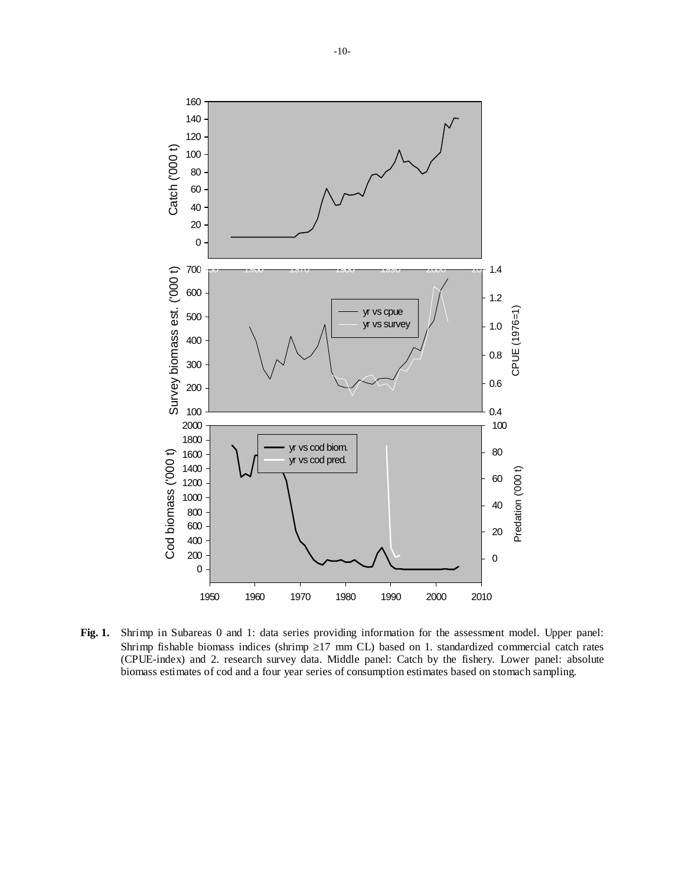**Fig. 1.** Shrimp in Subareas 0 and 1: data series providing information for the assessment model. Upper panel: Shrimp fishable biomass indices (shrimp ≥17 mm CL) based on 1. standardized commercial catch rates (CPUE-index) and 2. research survey data. Middle panel: Catch by the fishery. Lower panel: absolute biomass estimates of cod and a four year series of consumption estimates based on stomach sampling.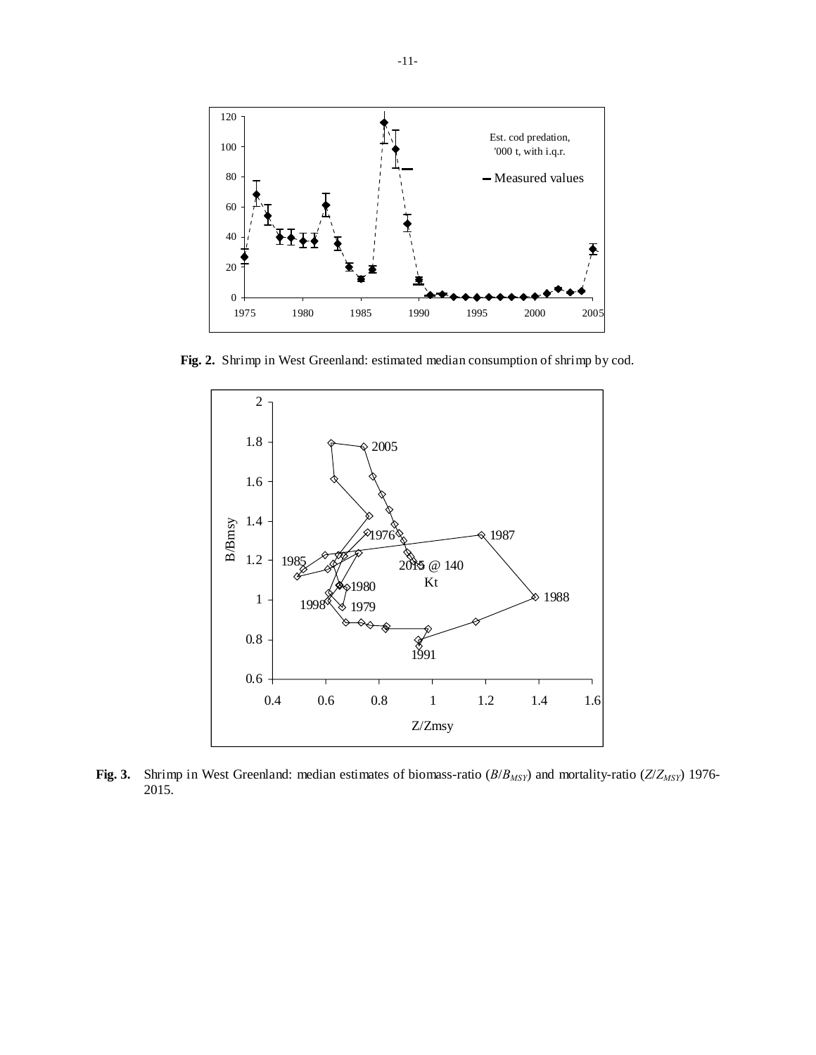**Fig. 2.** Shrimp in West Greenland: estimated median consumption of shrimp by cod.

**Fig. 3.** Shrimp in West Greenland: median estimates of biomass-ratio ($B/B_{MSY}$) and mortality-ratio ($Z/Z_{MSY}$) 1976-2015.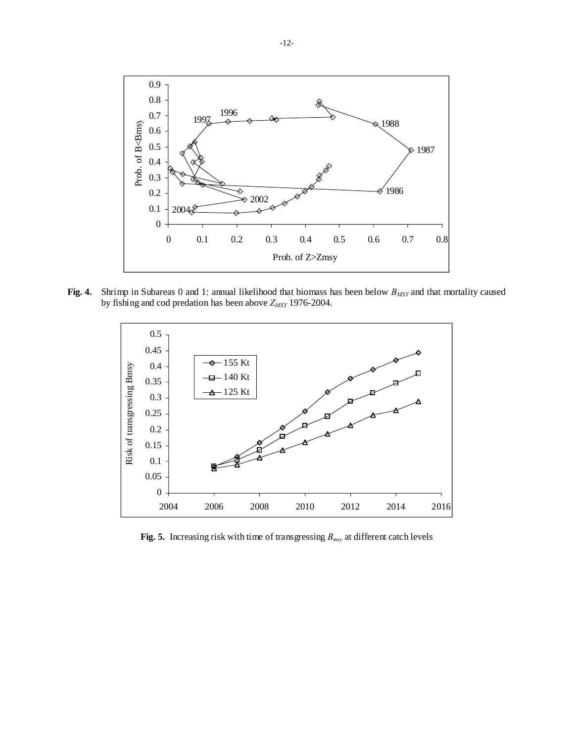**Fig. 4.** Shrimp in Subareas 0 and 1: annual likelihood that biomass has been below $B_{MSY}$ and that mortality caused by fishing and cod predation has been above $Z_{MSY}$ 1976-2004.

**Fig. 5.** Increasing risk with time of transgressing $B_{msy}$ at different catch levels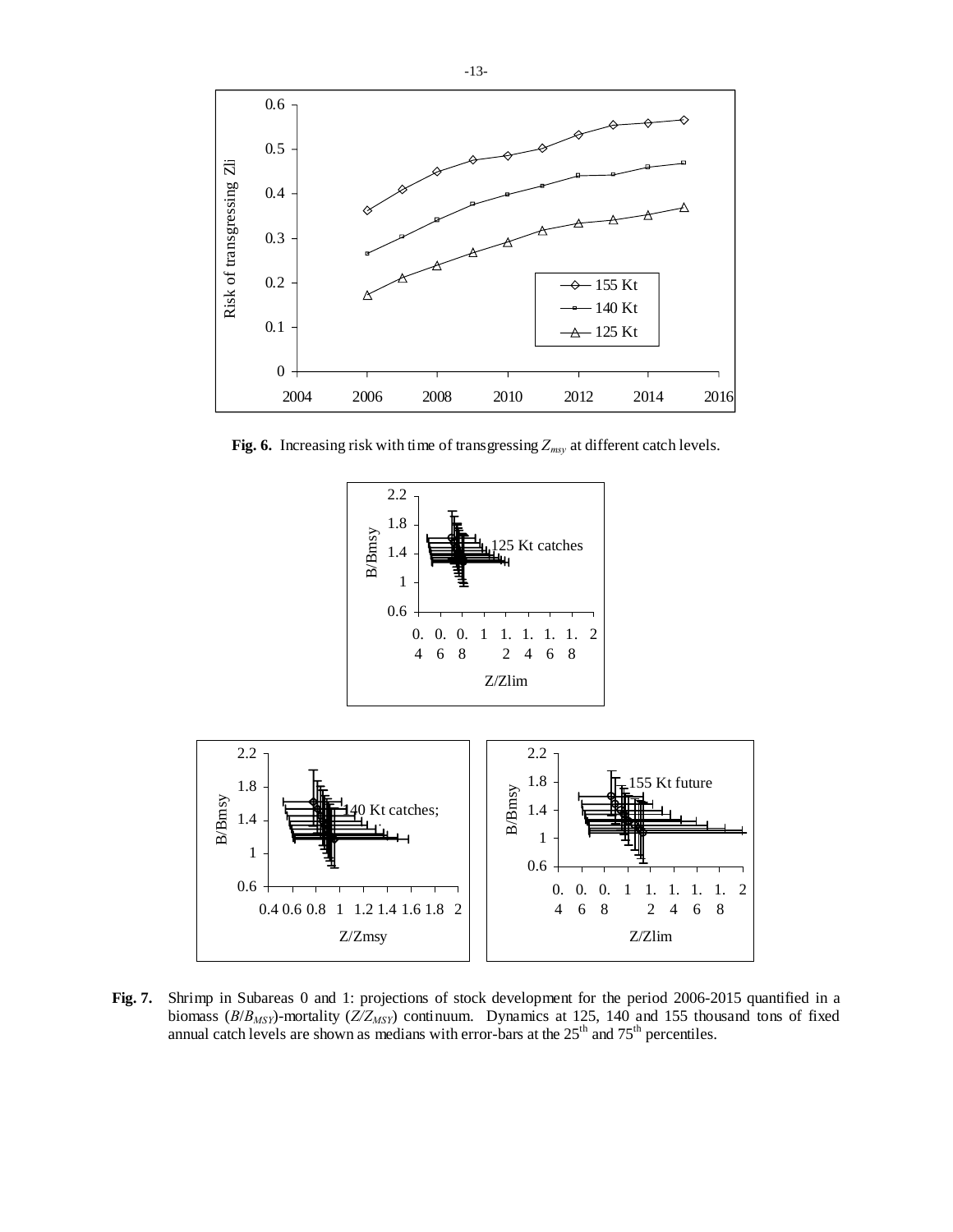Risk of transgressing Zli

0.6
0.5
0.4
0.3
0.2
0.1
0

2004 2006 2008 2010 2012 2014 2016

155 Kt
140 Kt
125 Kt

**Fig. 6.** Increasing risk with time of transgressing $Z_{msy}$ at different catch levels.

B/Bmsy

2.2
1.8
1.4
1
0.6

125 Kt catches

0. 0. 0. 1 1. 1. 1. 1. 2
4 6 8 2 4 6 8

Z/Zlim

B/Bmsy

2.2
1.8
1.4
1
0.6

140 Kt catches;

0.4 0.6 0.8 1 1.2 1.4 1.6 1.8 2

Z/Zmsy

B/Bmsy

2.2
1.8
1.4
1
0.6

155 Kt future

0. 0. 0. 1 1. 1. 1. 1. 2
4 6 8 2 4 6 8

Z/Zlim

**Fig. 7.** Shrimp in Subareas 0 and 1: projections of stock development for the period 2006-2015 quantified in a biomass ($B/B_{MSY}$)-mortality ($Z/Z_{MSY}$) continuum. Dynamics at 125, 140 and 155 thousand tons of fixed annual catch levels are shown as medians with error-bars at the 25[th] and 75[th] percentiles.